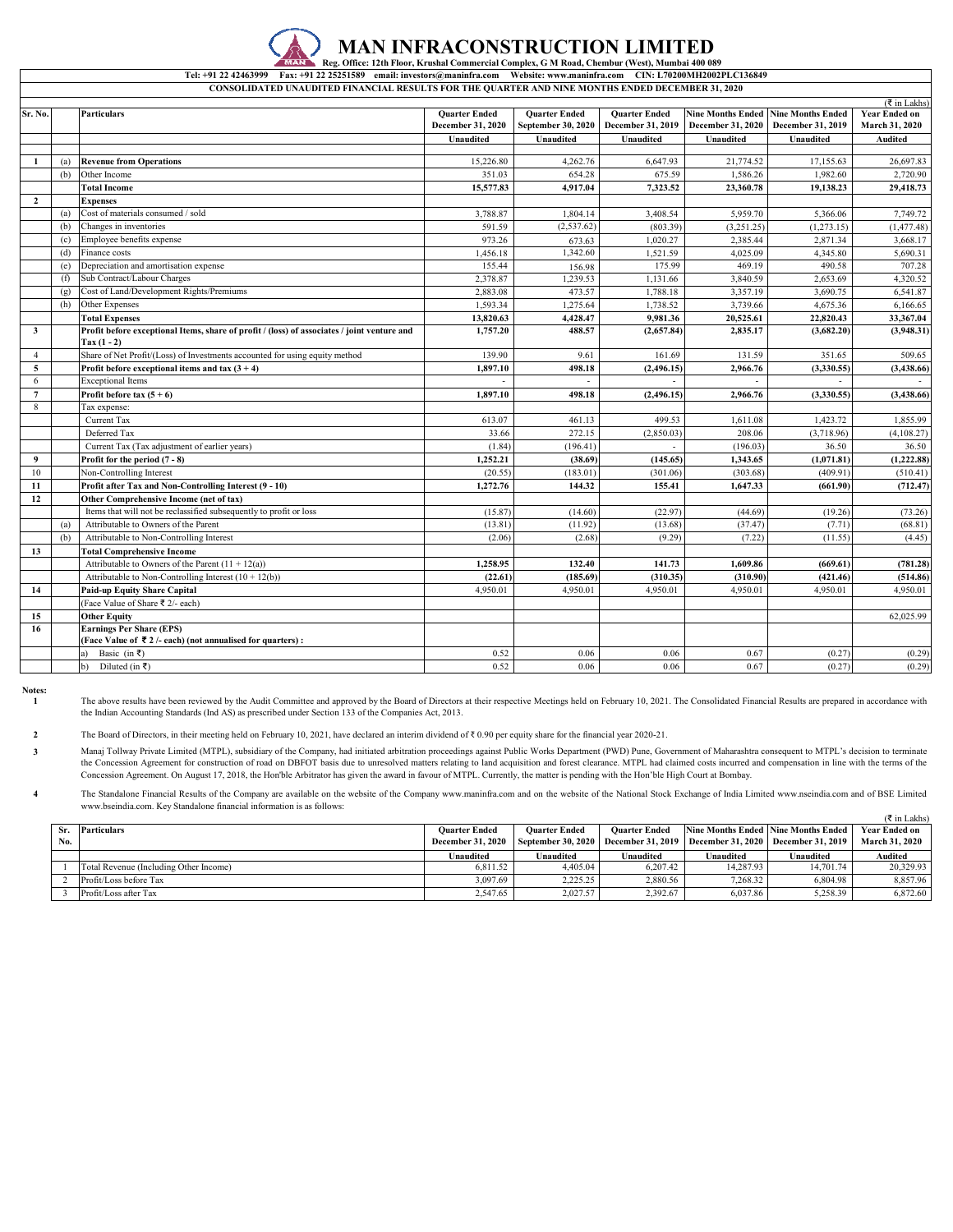# MAN INFRACONSTRUCTION LIMITED

Reg. Office: 12th Floor, Krushal Commercial Complex, G M Road, Chembur (West), Mumbai 400 089

Tel: +91 22 42463999 Fax: +91 22 25251589 email: investors@maninfra.com Website: www.maninfra.com CIN: L70200MH2002PLC136849

**CONSOLIDATED UNAUDITED FINANCIAL RESULTS FOR THE QUARTER AND NINE MONTHS ENDED DECEMBER 31, 2020**

(₹ in Lakhs)

| Sr. No. | | Particulars | Quarter Ended December 31, 2020 | Quarter Ended September 30, 2020 | Quarter Ended December 31, 2019 | Nine Months Ended December 31, 2020 | Nine Months Ended December 31, 2019 | Year Ended on March 31, 2020 |
|---|---|---|---|---|---|---|---|---|
| | | | Unaudited | Unaudited | Unaudited | Unaudited | Unaudited | Audited |
| 1 | (a) | **Revenue from Operations** | 15,226.80 | 4,262.76 | 6,647.93 | 21,774.52 | 17,155.63 | 26,697.83 |
| | (b) | Other Income | 351.03 | 654.28 | 675.59 | 1,586.26 | 1,982.60 | 2,720.90 |
| | | **Total Income** | **15,577.83** | **4,917.04** | **7,323.52** | **23,360.78** | **19,138.23** | **29,418.73** |
| 2 | | **Expenses** | | | | | | |
| | (a) | Cost of materials consumed / sold | 3,788.87 | 1,804.14 | 3,408.54 | 5,959.70 | 5,366.06 | 7,749.72 |
| | (b) | Changes in inventories | 591.59 | (2,537.62) | (803.39) | (3,251.25) | (1,273.15) | (1,477.48) |
| | (c) | Employee benefits expense | 973.26 | 673.63 | 1,020.27 | 2,385.44 | 2,871.34 | 3,668.17 |
| | (d) | Finance costs | 1,456.18 | 1,342.60 | 1,521.59 | 4,025.09 | 4,345.80 | 5,690.31 |
| | (e) | Depreciation and amortisation expense | 155.44 | 156.98 | 175.99 | 469.19 | 490.58 | 707.28 |
| | (f) | Sub Contract/Labour Charges | 2,378.87 | 1,239.53 | 1,131.66 | 3,840.59 | 2,653.69 | 4,320.52 |
| | (g) | Cost of Land/Development Rights/Premiums | 2,883.08 | 473.57 | 1,788.18 | 3,357.19 | 3,690.75 | 6,541.87 |
| | (h) | Other Expenses | 1,593.34 | 1,275.64 | 1,738.52 | 3,739.66 | 4,675.36 | 6,166.65 |
| | | **Total Expenses** | **13,820.63** | **4,428.47** | **9,981.36** | **20,525.61** | **22,820.43** | **33,367.04** |
| 3 | | **Profit before exceptional Items, share of profit / (loss) of associates / joint venture and Tax (1 - 2)** | **1,757.20** | **488.57** | **(2,657.84)** | **2,835.17** | **(3,682.20)** | **(3,948.31)** |
| 4 | | Share of Net Profit/(Loss) of Investments accounted for using equity method | 139.90 | 9.61 | 161.69 | 131.59 | 351.65 | 509.65 |
| 5 | | **Profit before exceptional items and tax (3 + 4)** | **1,897.10** | **498.18** | **(2,496.15)** | **2,966.76** | **(3,330.55)** | **(3,438.66)** |
| 6 | | Exceptional Items | - | - | - | - | - | - |
| 7 | | **Profit before tax (5 + 6)** | **1,897.10** | **498.18** | **(2,496.15)** | **2,966.76** | **(3,330.55)** | **(3,438.66)** |
| 8 | | Tax expense: | | | | | | |
| | | Current Tax | 613.07 | 461.13 | 499.53 | 1,611.08 | 1,423.72 | 1,855.99 |
| | | Deferred Tax | 33.66 | 272.15 | (2,850.03) | 208.06 | (3,718.96) | (4,108.27) |
| | | Current Tax (Tax adjustment of earlier years) | (1.84) | (196.41) | - | (196.03) | 36.50 | 36.50 |
| 9 | | **Profit for the period (7 - 8)** | **1,252.21** | **(38.69)** | **(145.65)** | **1,343.65** | **(1,071.81)** | **(1,222.88)** |
| 10 | | Non-Controlling Interest | (20.55) | (183.01) | (301.06) | (303.68) | (409.91) | (510.41) |
| 11 | | **Profit after Tax and Non-Controlling Interest (9 - 10)** | **1,272.76** | **144.32** | **155.41** | **1,647.33** | **(661.90)** | **(712.47)** |
| 12 | | **Other Comprehensive Income (net of tax)** | | | | | | |
| | | Items that will not be reclassified subsequently to profit or loss | (15.87) | (14.60) | (22.97) | (44.69) | (19.26) | (73.26) |
| | (a) | Attributable to Owners of the Parent | (13.81) | (11.92) | (13.68) | (37.47) | (7.71) | (68.81) |
| | (b) | Attributable to Non-Controlling Interest | (2.06) | (2.68) | (9.29) | (7.22) | (11.55) | (4.45) |
| 13 | | **Total Comprehensive Income** | | | | | | |
| | | Attributable to Owners of the Parent (11 + 12(a)) | **1,258.95** | **132.40** | **141.73** | **1,609.86** | **(669.61)** | **(781.28)** |
| | | Attributable to Non-Controlling Interest (10 + 12(b)) | **(22.61)** | **(185.69)** | **(310.35)** | **(310.90)** | **(421.46)** | **(514.86)** |
| 14 | | **Paid-up Equity Share Capital** | 4,950.01 | 4,950.01 | 4,950.01 | 4,950.01 | 4,950.01 | 4,950.01 |
| | | (Face Value of Share ₹ 2/- each) | | | | | | |
| 15 | | **Other Equity** | | | | | | 62,025.99 |
| 16 | | **Earnings Per Share (EPS) (Face Value of ₹ 2 /- each) (not annualised for quarters) :** | | | | | | |
| | | a) Basic (in ₹) | 0.52 | 0.06 | 0.06 | 0.67 | (0.27) | (0.29) |
| | | b) Diluted (in ₹) | 0.52 | 0.06 | 0.06 | 0.67 | (0.27) | (0.29) |

**Notes:**

1. The above results have been reviewed by the Audit Committee and approved by the Board of Directors at their respective Meetings held on February 10, 2021. The Consolidated Financial Results are prepared in accordance with the Indian Accounting Standards (Ind AS) as prescribed under Section 133 of the Companies Act, 2013.

2. The Board of Directors, in their meeting held on February 10, 2021, have declared an interim dividend of ₹ 0.90 per equity share for the financial year 2020-21.

3. Manaj Tollway Private Limited (MTPL), subsidiary of the Company, had initiated arbitration proceedings against Public Works Department (PWD) Pune, Government of Maharashtra consequent to MTPL's decision to terminate the Concession Agreement for construction of road on DBFOT basis due to unresolved matters relating to land acquisition and forest clearance. MTPL had claimed costs incurred and compensation in line with the terms of the Concession Agreement. On August 17, 2018, the Hon'ble Arbitrator has given the award in favour of MTPL. Currently, the matter is pending with the Hon'ble High Court at Bombay.

4. The Standalone Financial Results of the Company are available on the website of the Company www.maninfra.com and on the website of the National Stock Exchange of India Limited www.nseindia.com and of BSE Limited www.bseindia.com. Key Standalone financial information is as follows:

(₹ in Lakhs)

| Sr. No. | Particulars | Quarter Ended December 31, 2020 | Quarter Ended September 30, 2020 | Quarter Ended December 31, 2019 | Nine Months Ended December 31, 2020 | Nine Months Ended December 31, 2019 | Year Ended on March 31, 2020 |
|---|---|---|---|---|---|---|---|
| | | Unaudited | Unaudited | Unaudited | Unaudited | Unaudited | Audited |
| 1 | Total Revenue (Including Other Income) | 6,811.52 | 4,405.04 | 6,207.42 | 14,287.93 | 14,701.74 | 20,329.93 |
| 2 | Profit/Loss before Tax | 3,097.69 | 2,225.25 | 2,880.56 | 7,268.32 | 6,804.98 | 8,857.96 |
| 3 | Profit/Loss after Tax | 2,547.65 | 2,027.57 | 2,392.67 | 6,037.86 | 5,258.39 | 6,872.60 |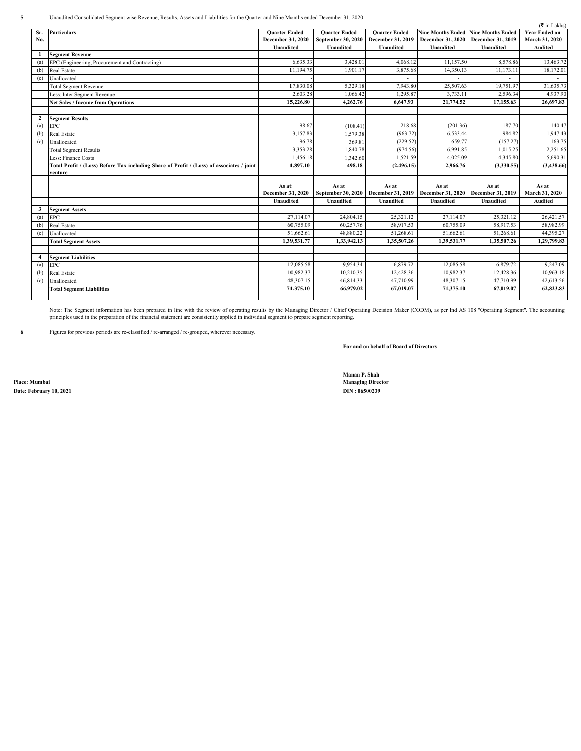5 Unaudited Consolidated Segment wise Revenue, Results, Assets and Liabilities for the Quarter and Nine Months ended December 31, 2020:

(₹ in Lakhs)

| Sr. No. | Particulars | Quarter Ended December 31, 2020 | Quarter Ended September 30, 2020 | Quarter Ended December 31, 2019 | Nine Months Ended December 31, 2020 | Nine Months Ended December 31, 2019 | Year Ended on March 31, 2020 |
|---|---|---|---|---|---|---|---|
| | | **Unaudited** | **Unaudited** | **Unaudited** | **Unaudited** | **Unaudited** | **Audited** |
| **1** | **Segment Revenue** | | | | | | |
| (a) | EPC (Engineering, Procurement and Contracting) | 6,635.33 | 3,428.01 | 4,068.12 | 11,157.50 | 8,578.86 | 13,463.72 |
| (b) | Real Estate | 11,194.75 | 1,901.17 | 3,875.68 | 14,350.13 | 11,173.11 | 18,172.01 |
| (c) | Unallocated | - | - | - | - | - | - |
| | Total Segment Revenue | 17,830.08 | 5,329.18 | 7,943.80 | 25,507.63 | 19,751.97 | 31,635.73 |
| | Less: Inter Segment Revenue | 2,603.28 | 1,066.42 | 1,295.87 | 3,733.11 | 2,596.34 | 4,937.90 |
| | **Net Sales / Income from Operations** | **15,226.80** | **4,262.76** | **6,647.93** | **21,774.52** | **17,155.63** | **26,697.83** |
| | | | | | | | |
| **2** | **Segment Results** | | | | | | |
| (a) | EPC | 98.67 | (108.41) | 218.68 | (201.36) | 187.70 | 140.47 |
| (b) | Real Estate | 3,157.83 | 1,579.38 | (963.72) | 6,533.44 | 984.82 | 1,947.43 |
| (c) | Unallocated | 96.78 | 369.81 | (229.52) | 659.77 | (157.27) | 163.75 |
| | Total Segment Results | 3,353.28 | 1,840.78 | (974.56) | 6,991.85 | 1,015.25 | 2,251.65 |
| | Less: Finance Costs | 1,456.18 | 1,342.60 | 1,521.59 | 4,025.09 | 4,345.80 | 5,690.31 |
| | **Total Profit / (Loss) Before Tax including Share of Profit / (Loss) of associates / joint venture** | **1,897.10** | **498.18** | **(2,496.15)** | **2,966.76** | **(3,330.55)** | **(3,438.66)** |
| | | | | | | | |
| | | **As at December 31, 2020** | **As at September 30, 2020** | **As at December 31, 2019** | **As at December 31, 2020** | **As at December 31, 2019** | **As at March 31, 2020** |
| | | **Unaudited** | **Unaudited** | **Unaudited** | **Unaudited** | **Unaudited** | **Audited** |
| **3** | **Segment Assets** | | | | | | |
| (a) | EPC | 27,114.07 | 24,804.15 | 25,321.12 | 27,114.07 | 25,321.12 | 26,421.57 |
| (b) | Real Estate | 60,755.09 | 60,257.76 | 58,917.53 | 60,755.09 | 58,917.53 | 58,982.99 |
| (c) | Unallocated | 51,662.61 | 48,880.22 | 51,268.61 | 51,662.61 | 51,268.61 | 44,395.27 |
| | **Total Segment Assets** | **1,39,531.77** | **1,33,942.13** | **1,35,507.26** | **1,39,531.77** | **1,35,507.26** | **1,29,799.83** |
| | | | | | | | |
| **4** | **Segment Liabilities** | | | | | | |
| (a) | EPC | 12,085.58 | 9,954.34 | 6,879.72 | 12,085.58 | 6,879.72 | 9,247.09 |
| (b) | Real Estate | 10,982.37 | 10,210.35 | 12,428.36 | 10,982.37 | 12,428.36 | 10,963.18 |
| (c) | Unallocated | 48,307.15 | 46,814.33 | 47,710.99 | 48,307.15 | 47,710.99 | 42,613.56 |
| | **Total Segment Liabilities** | **71,375.10** | **66,979.02** | **67,019.07** | **71,375.10** | **67,019.07** | **62,823.83** |

Note: The Segment information has been prepared in line with the review of operating results by the Managing Director / Chief Operating Decision Maker (CODM), as per Ind AS 108 "Operating Segment". The accounting principles used in the preparation of the financial statement are consistently applied in individual segment to prepare segment reporting.

6 Figures for previous periods are re-classified / re-arranged / re-grouped, wherever necessary.

**For and on behalf of Board of Directors**

**Manan P. Shah**
**Managing Director**
**DIN : 06500239**

**Place: Mumbai**
**Date: February 10, 2021**